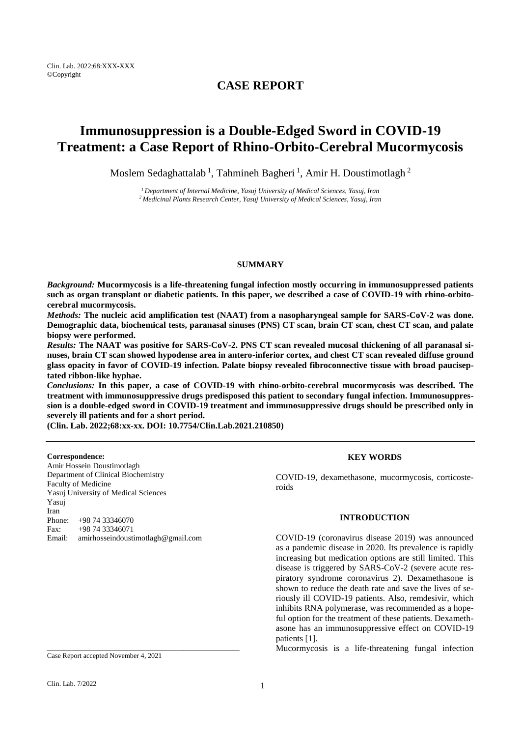**CASE REPORT**

# Immunosuppression is a Double-Edged Sword in COVID-19 Treatment: a Case Report of Rhino-Orbito-Cerebral Mucormycosis

Moslem Sedaghattalab [1], Tahmineh Bagheri [1], Amir H. Doustimotlagh [2]

[1] *Department of Internal Medicine, Yasuj University of Medical Sciences, Yasuj, Iran*
[2] *Medicinal Plants Research Center, Yasuj University of Medical Sciences, Yasuj, Iran*

## SUMMARY

***Background:*** **Mucormycosis is a life-threatening fungal infection mostly occurring in immunosuppressed patients such as organ transplant or diabetic patients. In this paper, we described a case of COVID-19 with rhino-orbito-cerebral mucormycosis.**

***Methods:*** **The nucleic acid amplification test (NAAT) from a nasopharyngeal sample for SARS-CoV-2 was done. Demographic data, biochemical tests, paranasal sinuses (PNS) CT scan, brain CT scan, chest CT scan, and palate biopsy were performed.**

***Results:*** **The NAAT was positive for SARS-CoV-2. PNS CT scan revealed mucosal thickening of all paranasal sinuses, brain CT scan showed hypodense area in antero-inferior cortex, and chest CT scan revealed diffuse ground glass opacity in favor of COVID-19 infection. Palate biopsy revealed fibroconnective tissue with broad pauciseptated ribbon-like hyphae.**

***Conclusions:*** **In this paper, a case of COVID-19 with rhino-orbito-cerebral mucormycosis was described. The treatment with immunosuppressive drugs predisposed this patient to secondary fungal infection. Immunosuppression is a double-edged sword in COVID-19 treatment and immunosuppressive drugs should be prescribed only in severely ill patients and for a short period.**

**(Clin. Lab. 2022;68:xx-xx. DOI: 10.7754/Clin.Lab.2021.210850)**

**Correspondence:**
Amir Hossein Doustimotlagh
Department of Clinical Biochemistry
Faculty of Medicine
Yasuj University of Medical Sciences
Yasuj
Iran
Phone: +98 74 33346070
Fax: +98 74 33346071
Email: amirhosseindoustimotlagh@gmail.com

Case Report accepted November 4, 2021

## KEY WORDS

COVID-19, dexamethasone, mucormycosis, corticosteroids

## INTRODUCTION

COVID-19 (coronavirus disease 2019) was announced as a pandemic disease in 2020. Its prevalence is rapidly increasing but medication options are still limited. This disease is triggered by SARS-CoV-2 (severe acute respiratory syndrome coronavirus 2). Dexamethasone is shown to reduce the death rate and save the lives of seriously ill COVID-19 patients. Also, remdesivir, which inhibits RNA polymerase, was recommended as a hopeful option for the treatment of these patients. Dexamethasone has an immunosuppressive effect on COVID-19 patients [1].

Mucormycosis is a life-threatening fungal infection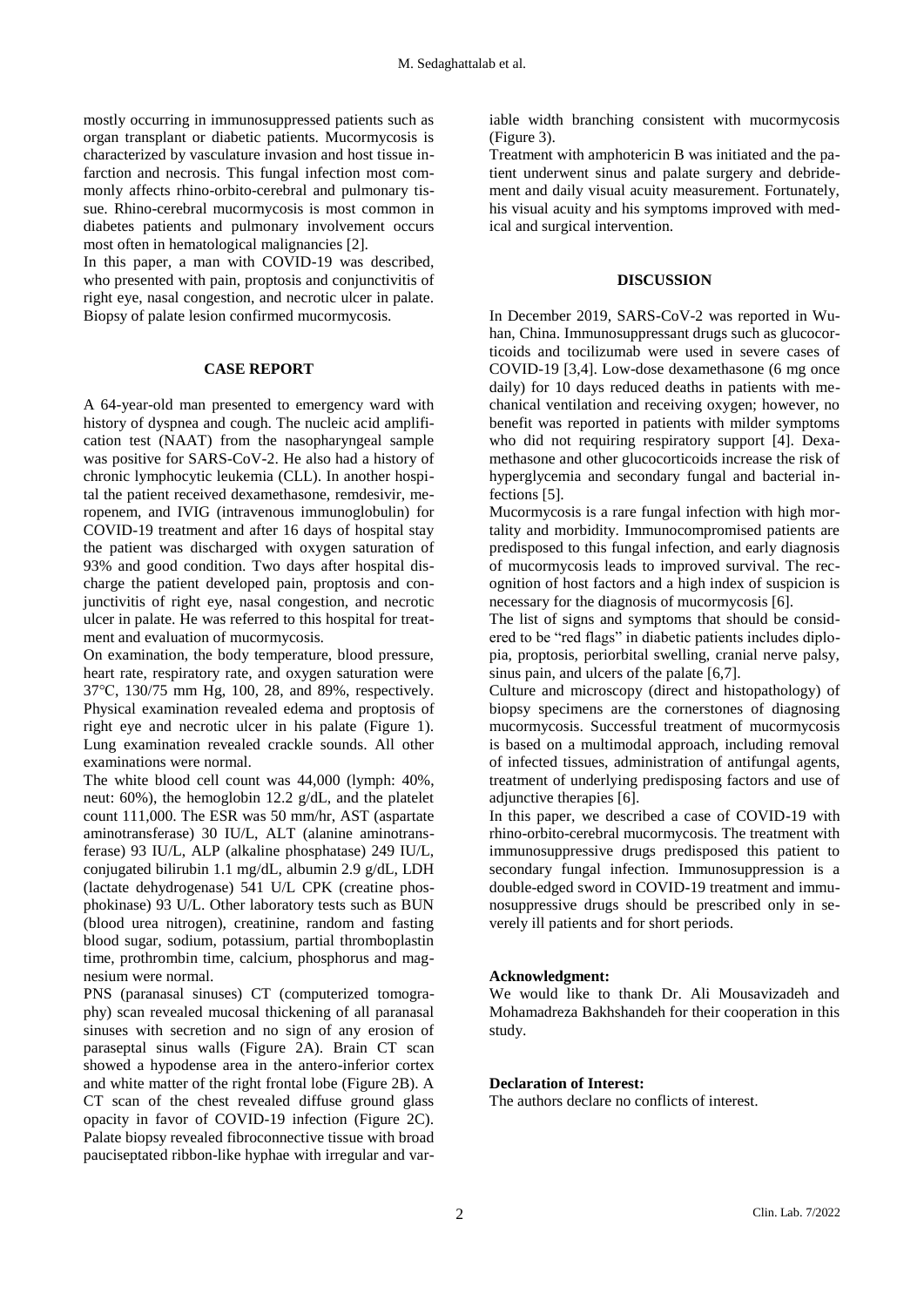mostly occurring in immunosuppressed patients such as organ transplant or diabetic patients. Mucormycosis is characterized by vasculature invasion and host tissue infarction and necrosis. This fungal infection most commonly affects rhino-orbito-cerebral and pulmonary tissue. Rhino-cerebral mucormycosis is most common in diabetes patients and pulmonary involvement occurs most often in hematological malignancies [2].

In this paper, a man with COVID-19 was described, who presented with pain, proptosis and conjunctivitis of right eye, nasal congestion, and necrotic ulcer in palate. Biopsy of palate lesion confirmed mucormycosis.

## CASE REPORT

A 64-year-old man presented to emergency ward with history of dyspnea and cough. The nucleic acid amplification test (NAAT) from the nasopharyngeal sample was positive for SARS-CoV-2. He also had a history of chronic lymphocytic leukemia (CLL). In another hospital the patient received dexamethasone, remdesivir, meropenem, and IVIG (intravenous immunoglobulin) for COVID-19 treatment and after 16 days of hospital stay the patient was discharged with oxygen saturation of 93% and good condition. Two days after hospital discharge the patient developed pain, proptosis and conjunctivitis of right eye, nasal congestion, and necrotic ulcer in palate. He was referred to this hospital for treatment and evaluation of mucormycosis.

On examination, the body temperature, blood pressure, heart rate, respiratory rate, and oxygen saturation were 37°C, 130/75 mm Hg, 100, 28, and 89%, respectively. Physical examination revealed edema and proptosis of right eye and necrotic ulcer in his palate (Figure 1). Lung examination revealed crackle sounds. All other examinations were normal.

The white blood cell count was 44,000 (lymph: 40%, neut: 60%), the hemoglobin 12.2 g/dL, and the platelet count 111,000. The ESR was 50 mm/hr, AST (aspartate aminotransferase) 30 IU/L, ALT (alanine aminotransferase) 93 IU/L, ALP (alkaline phosphatase) 249 IU/L, conjugated bilirubin 1.1 mg/dL, albumin 2.9 g/dL, LDH (lactate dehydrogenase) 541 U/L CPK (creatine phosphokinase) 93 U/L. Other laboratory tests such as BUN (blood urea nitrogen), creatinine, random and fasting blood sugar, sodium, potassium, partial thromboplastin time, prothrombin time, calcium, phosphorus and magnesium were normal.

PNS (paranasal sinuses) CT (computerized tomography) scan revealed mucosal thickening of all paranasal sinuses with secretion and no sign of any erosion of paraseptal sinus walls (Figure 2A). Brain CT scan showed a hypodense area in the antero-inferior cortex and white matter of the right frontal lobe (Figure 2B). A CT scan of the chest revealed diffuse ground glass opacity in favor of COVID-19 infection (Figure 2C). Palate biopsy revealed fibroconnective tissue with broad pauciseptated ribbon-like hyphae with irregular and variable width branching consistent with mucormycosis (Figure 3).

Treatment with amphotericin B was initiated and the patient underwent sinus and palate surgery and debridement and daily visual acuity measurement. Fortunately, his visual acuity and his symptoms improved with medical and surgical intervention.

## DISCUSSION

In December 2019, SARS-CoV-2 was reported in Wuhan, China. Immunosuppressant drugs such as glucocorticoids and tocilizumab were used in severe cases of COVID-19 [3,4]. Low-dose dexamethasone (6 mg once daily) for 10 days reduced deaths in patients with mechanical ventilation and receiving oxygen; however, no benefit was reported in patients with milder symptoms who did not requiring respiratory support [4]. Dexamethasone and other glucocorticoids increase the risk of hyperglycemia and secondary fungal and bacterial infections [5].

Mucormycosis is a rare fungal infection with high mortality and morbidity. Immunocompromised patients are predisposed to this fungal infection, and early diagnosis of mucormycosis leads to improved survival. The recognition of host factors and a high index of suspicion is necessary for the diagnosis of mucormycosis [6].

The list of signs and symptoms that should be considered to be "red flags" in diabetic patients includes diplopia, proptosis, periorbital swelling, cranial nerve palsy, sinus pain, and ulcers of the palate [6,7].

Culture and microscopy (direct and histopathology) of biopsy specimens are the cornerstones of diagnosing mucormycosis. Successful treatment of mucormycosis is based on a multimodal approach, including removal of infected tissues, administration of antifungal agents, treatment of underlying predisposing factors and use of adjunctive therapies [6].

In this paper, we described a case of COVID-19 with rhino-orbito-cerebral mucormycosis. The treatment with immunosuppressive drugs predisposed this patient to secondary fungal infection. Immunosuppression is a double-edged sword in COVID-19 treatment and immunosuppressive drugs should be prescribed only in severely ill patients and for short periods.

**Acknowledgment:**

We would like to thank Dr. Ali Mousavizadeh and Mohamadreza Bakhshandeh for their cooperation in this study.

**Declaration of Interest:**

The authors declare no conflicts of interest.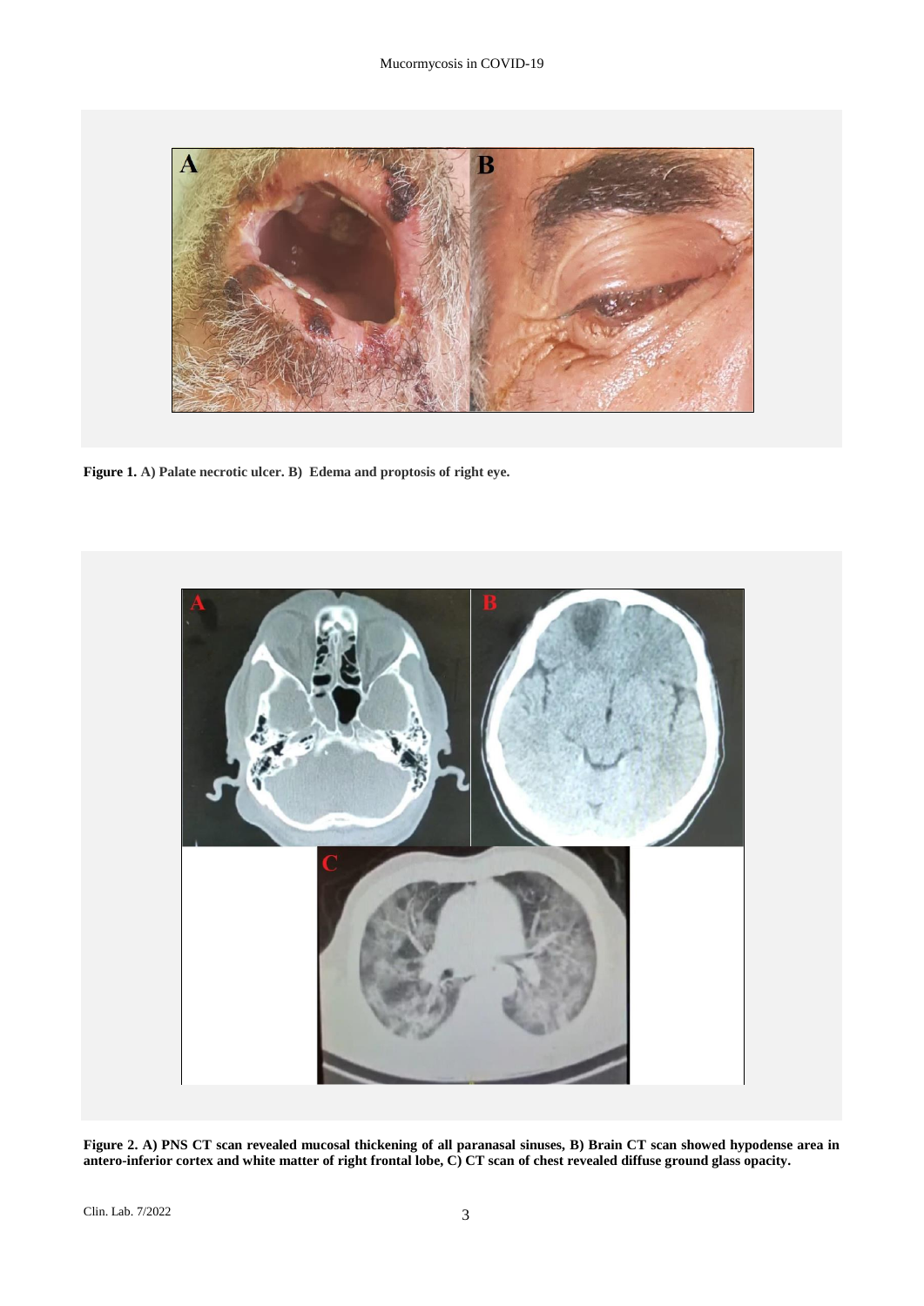**Figure 1.** A) Palate necrotic ulcer. B) Edema and proptosis of right eye.

**Figure 2. A) PNS CT scan revealed mucosal thickening of all paranasal sinuses, B) Brain CT scan showed hypodense area in antero-inferior cortex and white matter of right frontal lobe, C) CT scan of chest revealed diffuse ground glass opacity.**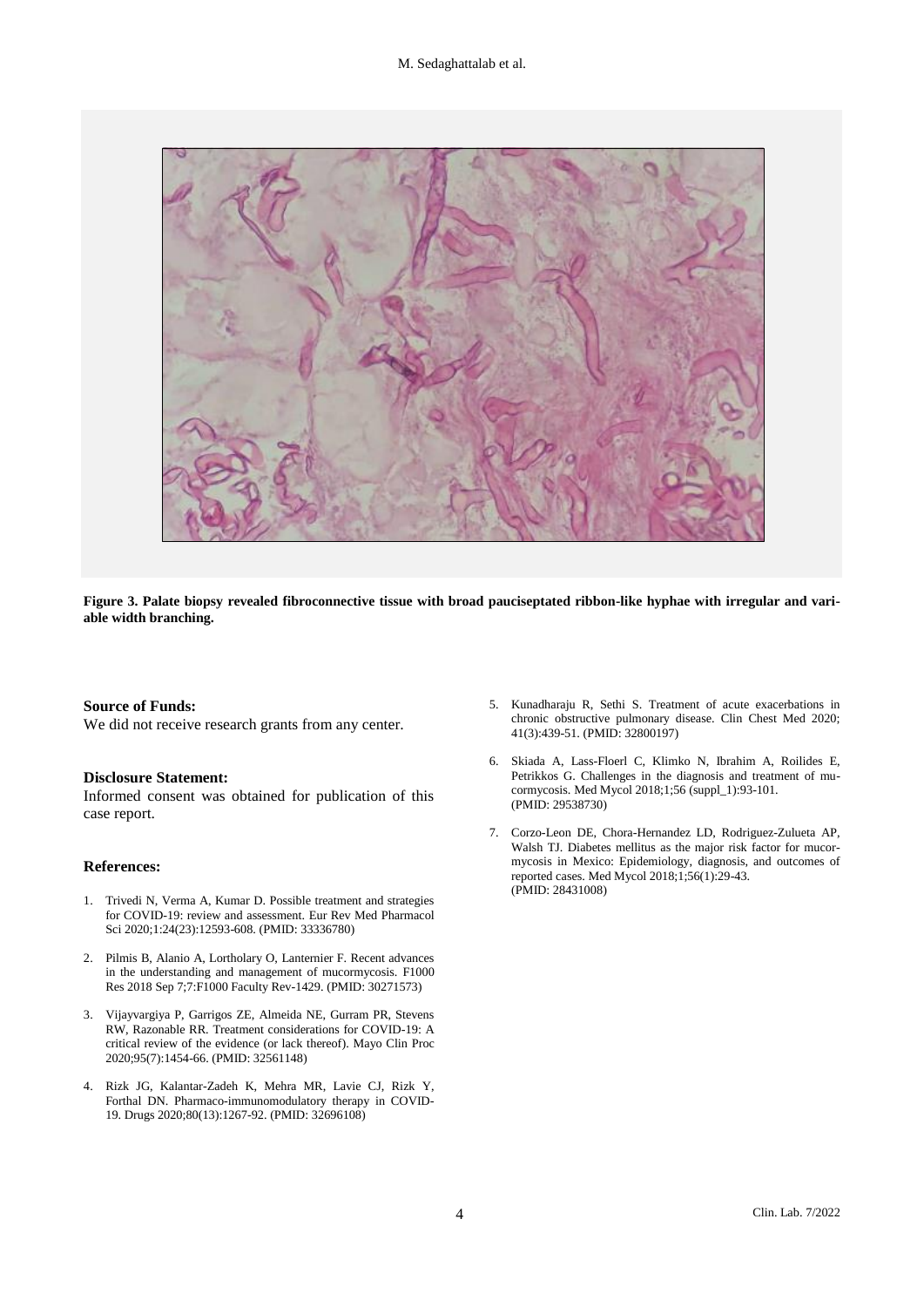**Figure 3. Palate biopsy revealed fibroconnective tissue with broad pauciseptated ribbon-like hyphae with irregular and variable width branching.**

**Source of Funds:**

We did not receive research grants from any center.

**Disclosure Statement:**

Informed consent was obtained for publication of this case report.

**References:**

1. Trivedi N, Verma A, Kumar D. Possible treatment and strategies for COVID-19: review and assessment. Eur Rev Med Pharmacol Sci 2020;1:24(23):12593-608. (PMID: 33336780)
2. Pilmis B, Alanio A, Lortholary O, Lanternier F. Recent advances in the understanding and management of mucormycosis. F1000 Res 2018 Sep 7;7:F1000 Faculty Rev-1429. (PMID: 30271573)
3. Vijayvargiya P, Garrigos ZE, Almeida NE, Gurram PR, Stevens RW, Razonable RR. Treatment considerations for COVID-19: A critical review of the evidence (or lack thereof). Mayo Clin Proc 2020;95(7):1454-66. (PMID: 32561148)
4. Rizk JG, Kalantar-Zadeh K, Mehra MR, Lavie CJ, Rizk Y, Forthal DN. Pharmaco-immunomodulatory therapy in COVID-19. Drugs 2020;80(13):1267-92. (PMID: 32696108)
5. Kunadharaju R, Sethi S. Treatment of acute exacerbations in chronic obstructive pulmonary disease. Clin Chest Med 2020; 41(3):439-51. (PMID: 32800197)
6. Skiada A, Lass-Floerl C, Klimko N, Ibrahim A, Roilides E, Petrikkos G. Challenges in the diagnosis and treatment of mucormycosis. Med Mycol 2018;1;56 (suppl_1):93-101. (PMID: 29538730)
7. Corzo-Leon DE, Chora-Hernandez LD, Rodriguez-Zulueta AP, Walsh TJ. Diabetes mellitus as the major risk factor for mucormycosis in Mexico: Epidemiology, diagnosis, and outcomes of reported cases. Med Mycol 2018;1;56(1):29-43. (PMID: 28431008)